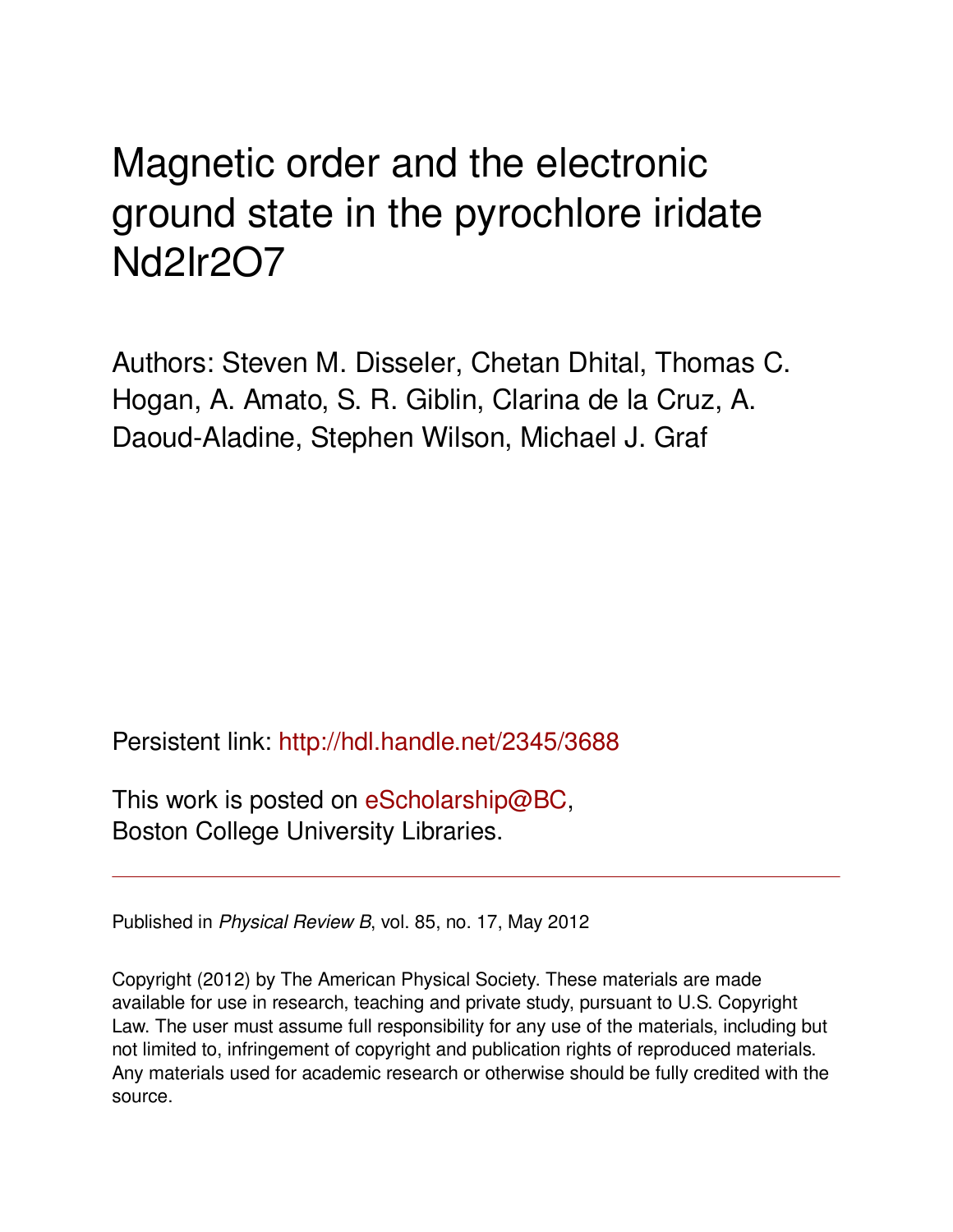# Magnetic order and the electronic ground state in the pyrochlore iridate Nd2Ir2O7

Authors: Steven M. Disseler, Chetan Dhital, Thomas C. Hogan, A. Amato, S. R. Giblin, Clarina de la Cruz, A. Daoud-Aladine, Stephen Wilson, Michael J. Graf

Persistent link: http://hdl.handle.net/2345/3688

This work is posted on eScholarship@BC, Boston College University Libraries.

---

Published in *Physical Review B*, vol. 85, no. 17, May 2012

Copyright (2012) by The American Physical Society. These materials are made available for use in research, teaching and private study, pursuant to U.S. Copyright Law. The user must assume full responsibility for any use of the materials, including but not limited to, infringement of copyright and publication rights of reproduced materials. Any materials used for academic research or otherwise should be fully credited with the source.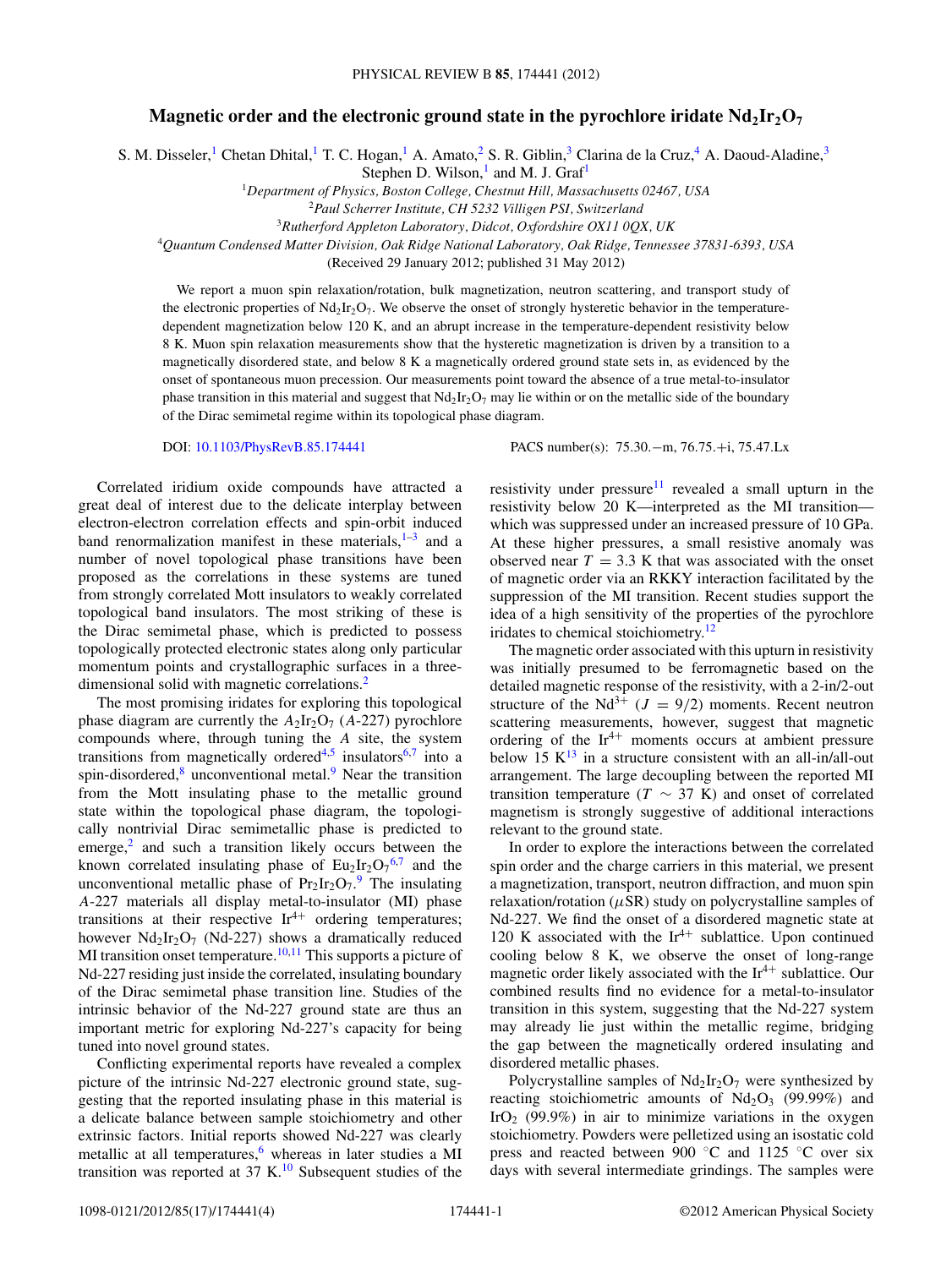# Magnetic order and the electronic ground state in the pyrochlore iridate $Nd_2Ir_2O_7$

S. M. Disseler,[1] Chetan Dhital,[1] T. C. Hogan,[1] A. Amato,[2] S. R. Giblin,[3] Clarina de la Cruz,[4] A. Daoud-Aladine,[3] Stephen D. Wilson,[1] and M. J. Graf[1]

[1]*Department of Physics, Boston College, Chestnut Hill, Massachusetts 02467, USA*

[2]*Paul Scherrer Institute, CH 5232 Villigen PSI, Switzerland*

[3]*Rutherford Appleton Laboratory, Didcot, Oxfordshire OX11 0QX, UK*

[4]*Quantum Condensed Matter Division, Oak Ridge National Laboratory, Oak Ridge, Tennessee 37831-6393, USA*

(Received 29 January 2012; published 31 May 2012)

We report a muon spin relaxation/rotation, bulk magnetization, neutron scattering, and transport study of the electronic properties of $Nd_2Ir_2O_7$. We observe the onset of strongly hysteretic behavior in the temperature-dependent magnetization below 120 K, and an abrupt increase in the temperature-dependent resistivity below 8 K. Muon spin relaxation measurements show that the hysteretic magnetization is driven by a transition to a magnetically disordered state, and below 8 K a magnetically ordered ground state sets in, as evidenced by the onset of spontaneous muon precession. Our measurements point toward the absence of a true metal-to-insulator phase transition in this material and suggest that $Nd_2Ir_2O_7$ may lie within or on the metallic side of the boundary of the Dirac semimetal regime within its topological phase diagram.

DOI: 10.1103/PhysRevB.85.174441 PACS number(s): 75.30.−m, 76.75.+i, 75.47.Lx

Correlated iridium oxide compounds have attracted a great deal of interest due to the delicate interplay between electron-electron correlation effects and spin-orbit induced band renormalization manifest in these materials,[1–3] and a number of novel topological phase transitions have been proposed as the correlations in these systems are tuned from strongly correlated Mott insulators to weakly correlated topological band insulators. The most striking of these is the Dirac semimetal phase, which is predicted to possess topologically protected electronic states along only particular momentum points and crystallographic surfaces in a three-dimensional solid with magnetic correlations.[2]

The most promising iridates for exploring this topological phase diagram are currently the $A_2Ir_2O_7$ ($A$-227) pyrochlore compounds where, through tuning the $A$ site, the system transitions from magnetically ordered[4,5] insulators[6,7] into a spin-disordered,[8] unconventional metal.[9] Near the transition from the Mott insulating phase to the metallic ground state within the topological phase diagram, the topologically nontrivial Dirac semimetallic phase is predicted to emerge,[2] and such a transition likely occurs between the known correlated insulating phase of $Eu_2Ir_2O_7$[6,7] and the unconventional metallic phase of $Pr_2Ir_2O_7$.[9] The insulating $A$-227 materials all display metal-to-insulator (MI) phase transitions at their respective $Ir^{4+}$ ordering temperatures; however $Nd_2Ir_2O_7$ (Nd-227) shows a dramatically reduced MI transition onset temperature.[10,11] This supports a picture of Nd-227 residing just inside the correlated, insulating boundary of the Dirac semimetal phase transition line. Studies of the intrinsic behavior of the Nd-227 ground state are thus an important metric for exploring Nd-227's capacity for being tuned into novel ground states.

Conflicting experimental reports have revealed a complex picture of the intrinsic Nd-227 electronic ground state, suggesting that the reported insulating phase in this material is a delicate balance between sample stoichiometry and other extrinsic factors. Initial reports showed Nd-227 was clearly metallic at all temperatures,[6] whereas in later studies a MI transition was reported at 37 K.[10] Subsequent studies of the resistivity under pressure[11] revealed a small upturn in the resistivity below 20 K—interpreted as the MI transition—which was suppressed under an increased pressure of 10 GPa. At these higher pressures, a small resistive anomaly was observed near $T = 3.3$ K that was associated with the onset of magnetic order via an RKKY interaction facilitated by the suppression of the MI transition. Recent studies support the idea of a high sensitivity of the properties of the pyrochlore iridates to chemical stoichiometry.[12]

The magnetic order associated with this upturn in resistivity was initially presumed to be ferromagnetic based on the detailed magnetic response of the resistivity, with a 2-in/2-out structure of the $Nd^{3+}$ ($J = 9/2$) moments. Recent neutron scattering measurements, however, suggest that magnetic ordering of the $Ir^{4+}$ moments occurs at ambient pressure below 15 K[13] in a structure consistent with an all-in/all-out arrangement. The large decoupling between the reported MI transition temperature ($T \sim 37$ K) and onset of correlated magnetism is strongly suggestive of additional interactions relevant to the ground state.

In order to explore the interactions between the correlated spin order and the charge carriers in this material, we present a magnetization, transport, neutron diffraction, and muon spin relaxation/rotation ($\mu$SR) study on polycrystalline samples of Nd-227. We find the onset of a disordered magnetic state at 120 K associated with the $Ir^{4+}$ sublattice. Upon continued cooling below 8 K, we observe the onset of long-range magnetic order likely associated with the $Ir^{4+}$ sublattice. Our combined results find no evidence for a metal-to-insulator transition in this system, suggesting that the Nd-227 system may already lie just within the metallic regime, bridging the gap between the magnetically ordered insulating and disordered metallic phases.

Polycrystalline samples of $Nd_2Ir_2O_7$ were synthesized by reacting stoichiometric amounts of $Nd_2O_3$ (99.99%) and $IrO_2$ (99.9%) in air to minimize variations in the oxygen stoichiometry. Powders were pelletized using an isostatic cold press and reacted between 900 °C and 1125 °C over six days with several intermediate grindings. The samples were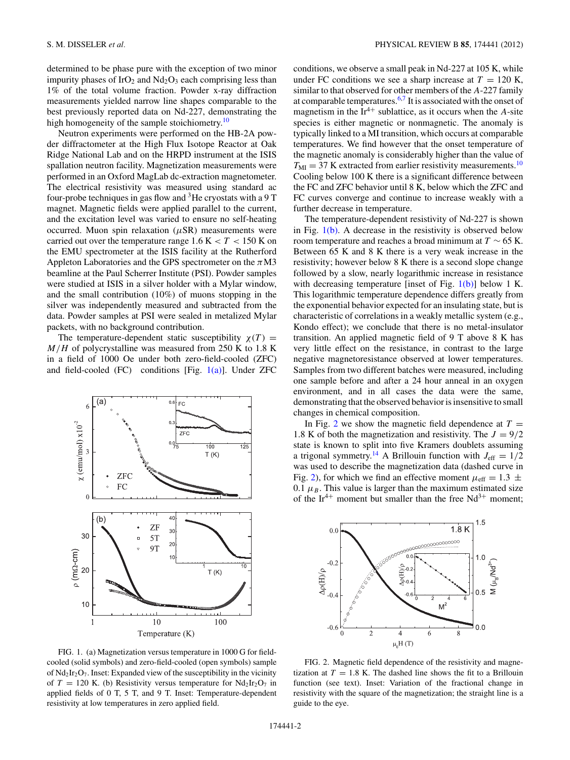determined to be phase pure with the exception of two minor impurity phases of $IrO_2$ and $Nd_2O_3$ each comprising less than 1% of the total volume fraction. Powder x-ray diffraction measurements yielded narrow line shapes comparable to the best previously reported data on Nd-227, demonstrating the high homogeneity of the sample stoichiometry.[10]

Neutron experiments were performed on the HB-2A powder diffractometer at the High Flux Isotope Reactor at Oak Ridge National Lab and on the HRPD instrument at the ISIS spallation neutron facility. Magnetization measurements were performed in an Oxford MagLab dc-extraction magnetometer. The electrical resistivity was measured using standard ac four-probe techniques in gas flow and $^3$He cryostats with a 9 T magnet. Magnetic fields were applied parallel to the current, and the excitation level was varied to ensure no self-heating occurred. Muon spin relaxation ($\mu$SR) measurements were carried out over the temperature range $1.6\ \text{K} < T < 150\ \text{K}$ on the EMU spectrometer at the ISIS facility at the Rutherford Appleton Laboratories and the GPS spectrometer on the $\pi$M3 beamline at the Paul Scherrer Institute (PSI). Powder samples were studied at ISIS in a silver holder with a Mylar window, and the small contribution (10%) of muons stopping in the silver was independently measured and subtracted from the data. Powder samples at PSI were sealed in metalized Mylar packets, with no background contribution.

The temperature-dependent static susceptibility $\chi(T) = M/H$ of polycrystalline was measured from 250 K to 1.8 K in a field of 1000 Oe under both zero-field-cooled (ZFC) and field-cooled (FC) conditions [Fig. 1(a)]. Under ZFC conditions, we observe a small peak in Nd-227 at 105 K, while under FC conditions we see a sharp increase at $T = 120$ K, similar to that observed for other members of the $A$-227 family at comparable temperatures.[6,7] It is associated with the onset of magnetism in the $Ir^{4+}$ sublattice, as it occurs when the $A$-site species is either magnetic or nonmagnetic. The anomaly is typically linked to a MI transition, which occurs at comparable temperatures. We find however that the onset temperature of the magnetic anomaly is considerably higher than the value of $T_{MI} = 37$ K extracted from earlier resistivity measurements.[10] Cooling below 100 K there is a significant difference between the FC and ZFC behavior until 8 K, below which the ZFC and FC curves converge and continue to increase weakly with a further decrease in temperature.

FIG. 1. (a) Magnetization versus temperature in 1000 G for field-cooled (solid symbols) and zero-field-cooled (open symbols) sample of $Nd_2Ir_2O_7$. Inset: Expanded view of the susceptibility in the vicinity of $T = 120$ K. (b) Resistivity versus temperature for $Nd_2Ir_2O_7$ in applied fields of 0 T, 5 T, and 9 T. Inset: Temperature-dependent resistivity at low temperatures in zero applied field.

The temperature-dependent resistivity of Nd-227 is shown in Fig. 1(b). A decrease in the resistivity is observed below room temperature and reaches a broad minimum at $T \sim 65$ K. Between 65 K and 8 K there is a very weak increase in the resistivity; however below 8 K there is a second slope change followed by a slow, nearly logarithmic increase in resistance with decreasing temperature [inset of Fig. 1(b)] below 1 K. This logarithmic temperature dependence differs greatly from the exponential behavior expected for an insulating state, but is characteristic of correlations in a weakly metallic system (e.g., Kondo effect); we conclude that there is no metal-insulator transition. An applied magnetic field of 9 T above 8 K has very little effect on the resistance, in contrast to the large negative magnetoresistance observed at lower temperatures. Samples from two different batches were measured, including one sample before and after a 24 hour anneal in an oxygen environment, and in all cases the data were the same, demonstrating that the observed behavior is insensitive to small changes in chemical composition.

In Fig. 2 we show the magnetic field dependence at $T = 1.8$ K of both the magnetization and resistivity. The $J = 9/2$ state is known to split into five Kramers doublets assuming a trigonal symmetry.[14] A Brillouin function with $J_{\text{eff}} = 1/2$ was used to describe the magnetization data (dashed curve in Fig. 2), for which we find an effective moment $\mu_{\text{eff}} = 1.3 \pm 0.1\ \mu_B$. This value is larger than the maximum estimated size of the $Ir^{4+}$ moment but smaller than the free $Nd^{3+}$ moment;

FIG. 2. Magnetic field dependence of the resistivity and magnetization at $T = 1.8$ K. The dashed line shows the fit to a Brillouin function (see text). Inset: Variation of the fractional change in resistivity with the square of the magnetization; the straight line is a guide to the eye.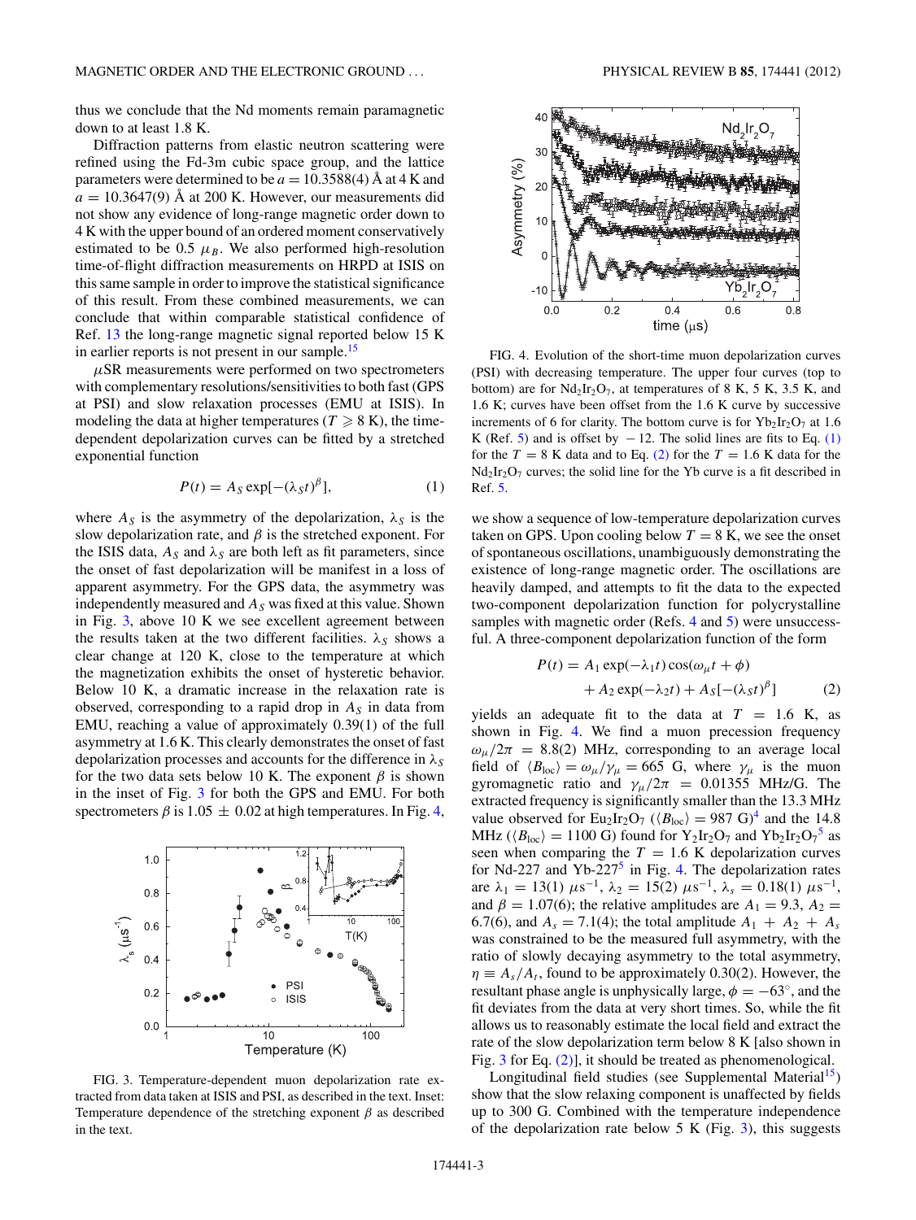thus we conclude that the Nd moments remain paramagnetic down to at least 1.8 K.

Diffraction patterns from elastic neutron scattering were refined using the Fd-3m cubic space group, and the lattice parameters were determined to be $a = 10.3588(4)$ Å at 4 K and $a = 10.3647(9)$ Å at 200 K. However, our measurements did not show any evidence of long-range magnetic order down to 4 K with the upper bound of an ordered moment conservatively estimated to be 0.5 $\mu_B$. We also performed high-resolution time-of-flight diffraction measurements on HRPD at ISIS on this same sample in order to improve the statistical significance of this result. From these combined measurements, we can conclude that within comparable statistical confidence of Ref. 13 the long-range magnetic signal reported below 15 K in earlier reports is not present in our sample.[15]

$\mu$SR measurements were performed on two spectrometers with complementary resolutions/sensitivities to both fast (GPS at PSI) and slow relaxation processes (EMU at ISIS). In modeling the data at higher temperatures ($T \geqslant 8$ K), the time-dependent depolarization curves can be fitted by a stretched exponential function

$$P(t) = A_S \exp[-(\lambda_S t)^\beta], \tag{1}$$

where $A_S$ is the asymmetry of the depolarization, $\lambda_S$ is the slow depolarization rate, and $\beta$ is the stretched exponent. For the ISIS data, $A_S$ and $\lambda_S$ are both left as fit parameters, since the onset of fast depolarization will be manifest in a loss of apparent asymmetry. For the GPS data, the asymmetry was independently measured and $A_S$ was fixed at this value. Shown in Fig. 3, above 10 K we see excellent agreement between the results taken at the two different facilities. $\lambda_S$ shows a clear change at 120 K, close to the temperature at which the magnetization exhibits the onset of hysteretic behavior. Below 10 K, a dramatic increase in the relaxation rate is observed, corresponding to a rapid drop in $A_S$ in data from EMU, reaching a value of approximately 0.39(1) of the full asymmetry at 1.6 K. This clearly demonstrates the onset of fast depolarization processes and accounts for the difference in $\lambda_S$ for the two data sets below 10 K. The exponent $\beta$ is shown in the inset of Fig. 3 for both the GPS and EMU. For both spectrometers $\beta$ is $1.05 \pm 0.02$ at high temperatures. In Fig. 4,

FIG. 3. Temperature-dependent muon depolarization rate extracted from data taken at ISIS and PSI, as described in the text. Inset: Temperature dependence of the stretching exponent $\beta$ as described in the text.

FIG. 4. Evolution of the short-time muon depolarization curves (PSI) with decreasing temperature. The upper four curves (top to bottom) are for $Nd_2Ir_2O_7$, at temperatures of 8 K, 5 K, 3.5 K, and 1.6 K; curves have been offset from the 1.6 K curve by successive increments of 6 for clarity. The bottom curve is for $Yb_2Ir_2O_7$ at 1.6 K (Ref. 5) and is offset by $-12$. The solid lines are fits to Eq. (1) for the $T = 8$ K data and to Eq. (2) for the $T = 1.6$ K data for the $Nd_2Ir_2O_7$ curves; the solid line for the Yb curve is a fit described in Ref. 5.

we show a sequence of low-temperature depolarization curves taken on GPS. Upon cooling below $T = 8$ K, we see the onset of spontaneous oscillations, unambiguously demonstrating the existence of long-range magnetic order. The oscillations are heavily damped, and attempts to fit the data to the expected two-component depolarization function for polycrystalline samples with magnetic order (Refs. 4 and 5) were unsuccessful. A three-component depolarization function of the form

$$P(t) = A_1 \exp(-\lambda_1 t)\cos(\omega_\mu t + \phi) + A_2 \exp(-\lambda_2 t) + A_S[-(\lambda_S t)^\beta] \tag{2}$$

yields an adequate fit to the data at $T = 1.6$ K, as shown in Fig. 4. We find a muon precession frequency $\omega_\mu/2\pi = 8.8(2)$ MHz, corresponding to an average local field of $\langle B_{\rm loc}\rangle = \omega_\mu/\gamma_\mu = 665$ G, where $\gamma_\mu$ is the muon gyromagnetic ratio and $\gamma_\mu/2\pi = 0.01355$ MHz/G. The extracted frequency is significantly smaller than the 13.3 MHz value observed for $Eu_2Ir_2O_7$ ($\langle B_{\rm loc}\rangle = 987$ G)[4] and the 14.8 MHz ($\langle B_{\rm loc}\rangle = 1100$ G) found for $Y_2Ir_2O_7$ and $Yb_2Ir_2O_7$[5] as seen when comparing the $T = 1.6$ K depolarization curves for Nd-227 and Yb-227[5] in Fig. 4. The depolarization rates are $\lambda_1 = 13(1)\ \mu s^{-1}$, $\lambda_2 = 15(2)\ \mu s^{-1}$, $\lambda_s = 0.18(1)\ \mu s^{-1}$, and $\beta = 1.07(6)$; the relative amplitudes are $A_1 = 9.3$, $A_2 = 6.7(6)$, and $A_s = 7.1(4)$; the total amplitude $A_1 + A_2 + A_s$ was constrained to be the measured full asymmetry, with the ratio of slowly decaying asymmetry to the total asymmetry, $\eta \equiv A_s/A_t$, found to be approximately 0.30(2). However, the resultant phase angle is unphysically large, $\phi = -63^\circ$, and the fit deviates from the data at very short times. So, while the fit allows us to reasonably estimate the local field and extract the rate of the slow depolarization term below 8 K [also shown in Fig. 3 for Eq. (2)], it should be treated as phenomenological.

Longitudinal field studies (see Supplemental Material[15]) show that the slow relaxing component is unaffected by fields up to 300 G. Combined with the temperature independence of the depolarization rate below 5 K (Fig. 3), this suggests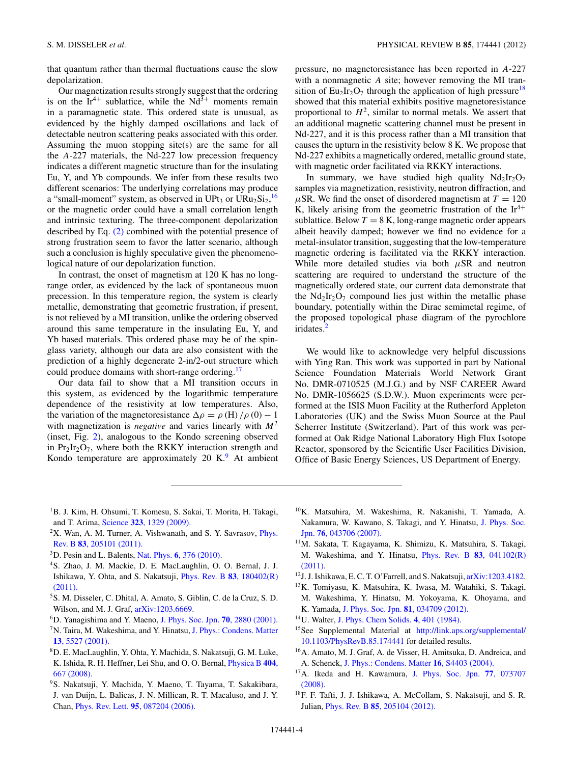that quantum rather than thermal fluctuations cause the slow depolarization.

Our magnetization results strongly suggest that the ordering is on the $Ir^{4+}$ sublattice, while the $Nd^{3+}$ moments remain in a paramagnetic state. This ordered state is unusual, as evidenced by the highly damped oscillations and lack of detectable neutron scattering peaks associated with this order. Assuming the muon stopping site(s) are the same for all the $A$-227 materials, the Nd-227 low precession frequency indicates a different magnetic structure than for the insulating Eu, Y, and Yb compounds. We infer from these results two different scenarios: The underlying correlations may produce a "small-moment" system, as observed in $UPt_3$ or $URu_2Si_2$,[16] or the magnetic order could have a small correlation length and intrinsic texturing. The three-component depolarization described by Eq. (2) combined with the potential presence of strong frustration seem to favor the latter scenario, although such a conclusion is highly speculative given the phenomenological nature of our depolarization function.

In contrast, the onset of magnetism at 120 K has no long-range order, as evidenced by the lack of spontaneous muon precession. In this temperature region, the system is clearly metallic, demonstrating that geometric frustration, if present, is not relieved by a MI transition, unlike the ordering observed around this same temperature in the insulating Eu, Y, and Yb based materials. This ordered phase may be of the spin-glass variety, although our data are also consistent with the prediction of a highly degenerate 2-in/2-out structure which could produce domains with short-range ordering.[17]

Our data fail to show that a MI transition occurs in this system, as evidenced by the logarithmic temperature dependence of the resistivity at low temperatures. Also, the variation of the magnetoresistance $\Delta\rho = \rho(\mathrm{H})/\rho(0) - 1$ with magnetization is *negative* and varies linearly with $M^2$ (inset, Fig. 2), analogous to the Kondo screening observed in $Pr_2Ir_2O_7$, where both the RKKY interaction strength and Kondo temperature are approximately 20 K.[9] At ambient pressure, no magnetoresistance has been reported in $A$-227 with a nonmagnetic $A$ site; however removing the MI transition of $Eu_2Ir_2O_7$ through the application of high pressure[18] showed that this material exhibits positive magnetoresistance proportional to $H^2$, similar to normal metals. We assert that an additional magnetic scattering channel must be present in Nd-227, and it is this process rather than a MI transition that causes the upturn in the resistivity below 8 K. We propose that Nd-227 exhibits a magnetically ordered, metallic ground state, with magnetic order facilitated via RKKY interactions.

In summary, we have studied high quality $Nd_2Ir_2O_7$ samples via magnetization, resistivity, neutron diffraction, and $\mu$SR. We find the onset of disordered magnetism at $T = 120$ K, likely arising from the geometric frustration of the $Ir^{4+}$ sublattice. Below $T = 8$ K, long-range magnetic order appears albeit heavily damped; however we find no evidence for a metal-insulator transition, suggesting that the low-temperature magnetic ordering is facilitated via the RKKY interaction. While more detailed studies via both $\mu$SR and neutron scattering are required to understand the structure of the magnetically ordered state, our current data demonstrate that the $Nd_2Ir_2O_7$ compound lies just within the metallic phase boundary, potentially within the Dirac semimetal regime, of the proposed topological phase diagram of the pyrochlore iridates.[2]

We would like to acknowledge very helpful discussions with Ying Ran. This work was supported in part by National Science Foundation Materials World Network Grant No. DMR-0710525 (M.J.G.) and by NSF CAREER Award No. DMR-1056625 (S.D.W.). Muon experiments were performed at the ISIS Muon Facility at the Rutherford Appleton Laboratories (UK) and the Swiss Muon Source at the Paul Scherrer Institute (Switzerland). Part of this work was performed at Oak Ridge National Laboratory High Flux Isotope Reactor, sponsored by the Scientific User Facilities Division, Office of Basic Energy Sciences, US Department of Energy.

---

[1] B. J. Kim, H. Ohsumi, T. Komesu, S. Sakai, T. Morita, H. Takagi, and T. Arima, Science **323**, 1329 (2009).

[2] X. Wan, A. M. Turner, A. Vishwanath, and S. Y. Savrasov, Phys. Rev. B **83**, 205101 (2011).

[3] D. Pesin and L. Balents, Nat. Phys. **6**, 376 (2010).

[4] S. Zhao, J. M. Mackie, D. E. MacLaughlin, O. O. Bernal, J. J. Ishikawa, Y. Ohta, and S. Nakatsuji, Phys. Rev. B **83**, 180402(R) (2011).

[5] S. M. Disseler, C. Dhital, A. Amato, S. Giblin, C. de la Cruz, S. D. Wilson, and M. J. Graf, arXiv:1203.6669.

[6] D. Yanagishima and Y. Maeno, J. Phys. Soc. Jpn. **70**, 2880 (2001).

[7] N. Taira, M. Wakeshima, and Y. Hinatsu, J. Phys.: Condens. Matter **13**, 5527 (2001).

[8] D. E. MacLaughlin, Y. Ohta, Y. Machida, S. Nakatsuji, G. M. Luke, K. Ishida, R. H. Heffner, Lei Shu, and O. O. Bernal, Physica B **404**, 667 (2008).

[9] S. Nakatsuji, Y. Machida, Y. Maeno, T. Tayama, T. Sakakibara, J. van Duijn, L. Balicas, J. N. Millican, R. T. Macaluso, and J. Y. Chan, Phys. Rev. Lett. **95**, 087204 (2006).

[10] K. Matsuhira, M. Wakeshima, R. Nakanishi, T. Yamada, A. Nakamura, W. Kawano, S. Takagi, and Y. Hinatsu, J. Phys. Soc. Jpn. **76**, 043706 (2007).

[11] M. Sakata, T. Kagayama, K. Shimizu, K. Matsuhira, S. Takagi, M. Wakeshima, and Y. Hinatsu, Phys. Rev. B **83**, 041102(R) (2011).

[12] J. J. Ishikawa, E. C. T. O'Farrell, and S. Nakatsuji, arXiv:1203.4182.

[13] K. Tomiyasu, K. Matsuhira, K. Iwasa, M. Watahiki, S. Takagi, M. Wakeshima, Y. Hinatsu, M. Yokoyama, K. Ohoyama, and K. Yamada, J. Phys. Soc. Jpn. **81**, 034709 (2012).

[14] U. Walter, J. Phys. Chem Solids. **4**, 401 (1984).

[15] See Supplemental Material at http://link.aps.org/supplemental/10.1103/PhysRevB.85.174441 for detailed results.

[16] A. Amato, M. J. Graf, A. de Visser, H. Amitsuka, D. Andreica, and A. Schenck, J. Phys.: Condens. Matter **16**, S4403 (2004).

[17] A. Ikeda and H. Kawamura, J. Phys. Soc. Jpn. **77**, 073707 (2008).

[18] F. F. Tafti, J. J. Ishikawa, A. McCollam, S. Nakatsuji, and S. R. Julian, Phys. Rev. B **85**, 205104 (2012).